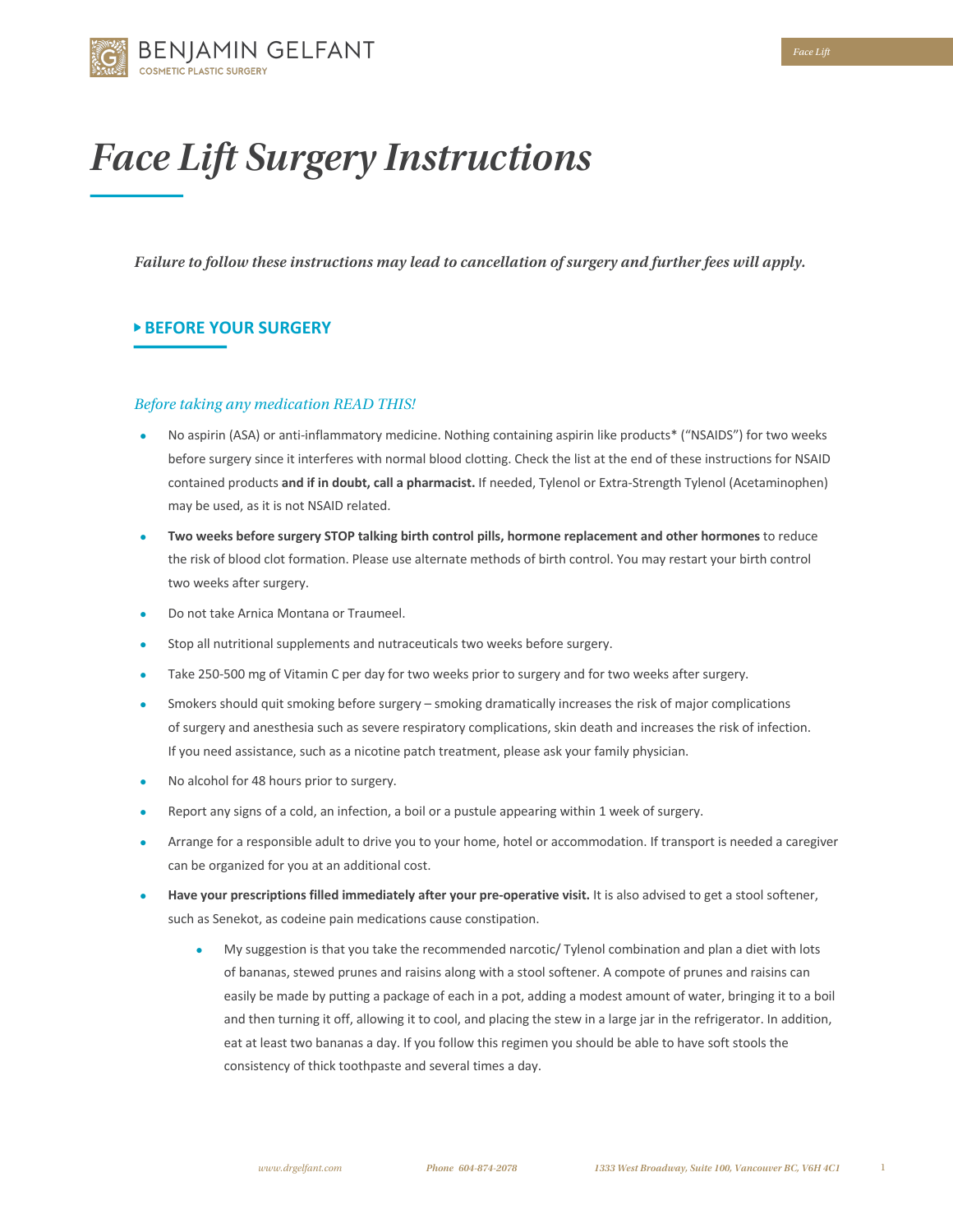# Face Lift Surgery Instructions

***Failure to follow these instructions may lead to cancellation of surgery and further fees will apply.***

## BEFORE YOUR SURGERY

*Before taking any medication READ THIS!*

- No aspirin (ASA) or anti-inflammatory medicine. Nothing containing aspirin like products* ("NSAIDS") for two weeks before surgery since it interferes with normal blood clotting. Check the list at the end of these instructions for NSAID contained products **and if in doubt, call a pharmacist.** If needed, Tylenol or Extra-Strength Tylenol (Acetaminophen) may be used, as it is not NSAID related.
- **Two weeks before surgery STOP talking birth control pills, hormone replacement and other hormones** to reduce the risk of blood clot formation. Please use alternate methods of birth control. You may restart your birth control two weeks after surgery.
- Do not take Arnica Montana or Traumeel.
- Stop all nutritional supplements and nutraceuticals two weeks before surgery.
- Take 250-500 mg of Vitamin C per day for two weeks prior to surgery and for two weeks after surgery.
- Smokers should quit smoking before surgery – smoking dramatically increases the risk of major complications of surgery and anesthesia such as severe respiratory complications, skin death and increases the risk of infection. If you need assistance, such as a nicotine patch treatment, please ask your family physician.
- No alcohol for 48 hours prior to surgery.
- Report any signs of a cold, an infection, a boil or a pustule appearing within 1 week of surgery.
- Arrange for a responsible adult to drive you to your home, hotel or accommodation. If transport is needed a caregiver can be organized for you at an additional cost.
- **Have your prescriptions filled immediately after your pre-operative visit.** It is also advised to get a stool softener, such as Senekot, as codeine pain medications cause constipation.
    - My suggestion is that you take the recommended narcotic/ Tylenol combination and plan a diet with lots of bananas, stewed prunes and raisins along with a stool softener. A compote of prunes and raisins can easily be made by putting a package of each in a pot, adding a modest amount of water, bringing it to a boil and then turning it off, allowing it to cool, and placing the stew in a large jar in the refrigerator. In addition, eat at least two bananas a day. If you follow this regimen you should be able to have soft stools the consistency of thick toothpaste and several times a day.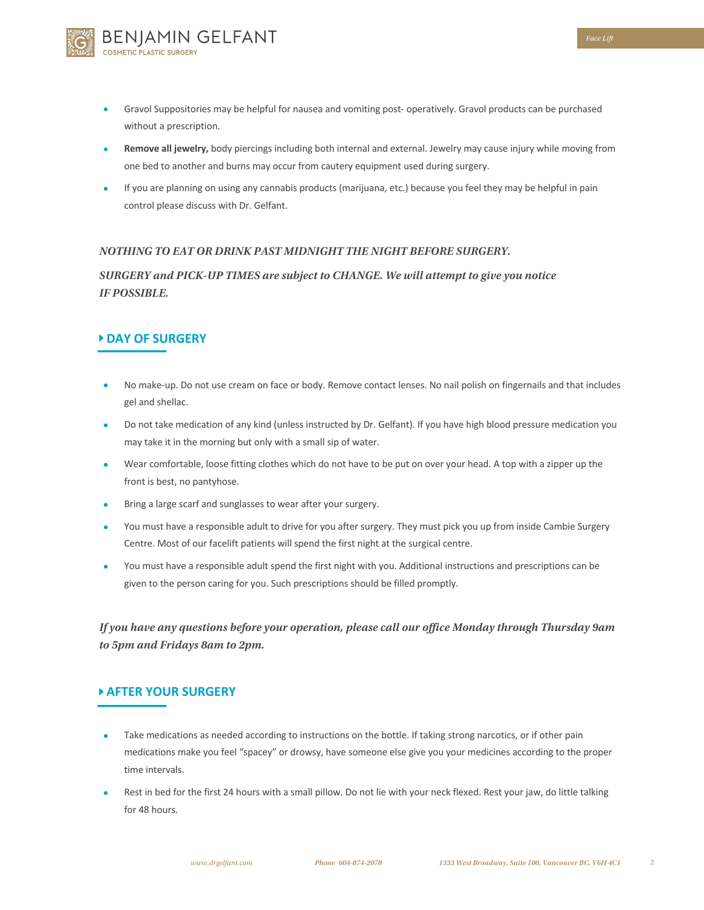- Gravol Suppositories may be helpful for nausea and vomiting post- operatively. Gravol products can be purchased without a prescription.
- **Remove all jewelry,** body piercings including both internal and external. Jewelry may cause injury while moving from one bed to another and burns may occur from cautery equipment used during surgery.
- If you are planning on using any cannabis products (marijuana, etc.) because you feel they may be helpful in pain control please discuss with Dr. Gelfant.

***NOTHING TO EAT OR DRINK PAST MIDNIGHT THE NIGHT BEFORE SURGERY.***

***SURGERY and PICK-UP TIMES are subject to CHANGE. We will attempt to give you notice IF POSSIBLE.***

## DAY OF SURGERY

- No make-up. Do not use cream on face or body. Remove contact lenses. No nail polish on fingernails and that includes gel and shellac.
- Do not take medication of any kind (unless instructed by Dr. Gelfant). If you have high blood pressure medication you may take it in the morning but only with a small sip of water.
- Wear comfortable, loose fitting clothes which do not have to be put on over your head. A top with a zipper up the front is best, no pantyhose.
- Bring a large scarf and sunglasses to wear after your surgery.
- You must have a responsible adult to drive for you after surgery. They must pick you up from inside Cambie Surgery Centre. Most of our facelift patients will spend the first night at the surgical centre.
- You must have a responsible adult spend the first night with you. Additional instructions and prescriptions can be given to the person caring for you. Such prescriptions should be filled promptly.

***If you have any questions before your operation, please call our office Monday through Thursday 9am to 5pm and Fridays 8am to 2pm.***

## AFTER YOUR SURGERY

- Take medications as needed according to instructions on the bottle. If taking strong narcotics, or if other pain medications make you feel "spacey" or drowsy, have someone else give you your medicines according to the proper time intervals.
- Rest in bed for the first 24 hours with a small pillow. Do not lie with your neck flexed. Rest your jaw, do little talking for 48 hours.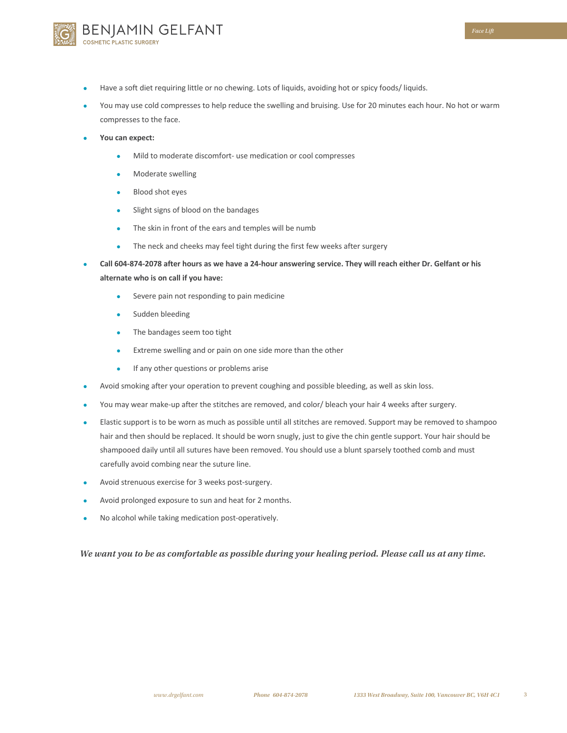- Have a soft diet requiring little or no chewing. Lots of liquids, avoiding hot or spicy foods/ liquids.
- You may use cold compresses to help reduce the swelling and bruising. Use for 20 minutes each hour. No hot or warm compresses to the face.
- **You can expect:**
    - Mild to moderate discomfort- use medication or cool compresses
    - Moderate swelling
    - Blood shot eyes
    - Slight signs of blood on the bandages
    - The skin in front of the ears and temples will be numb
    - The neck and cheeks may feel tight during the first few weeks after surgery
- **Call 604-874-2078 after hours as we have a 24-hour answering service. They will reach either Dr. Gelfant or his alternate who is on call if you have:**
    - Severe pain not responding to pain medicine
    - Sudden bleeding
    - The bandages seem too tight
    - Extreme swelling and or pain on one side more than the other
    - If any other questions or problems arise
- Avoid smoking after your operation to prevent coughing and possible bleeding, as well as skin loss.
- You may wear make-up after the stitches are removed, and color/ bleach your hair 4 weeks after surgery.
- Elastic support is to be worn as much as possible until all stitches are removed. Support may be removed to shampoo hair and then should be replaced. It should be worn snugly, just to give the chin gentle support. Your hair should be shampooed daily until all sutures have been removed. You should use a blunt sparsely toothed comb and must carefully avoid combing near the suture line.
- Avoid strenuous exercise for 3 weeks post-surgery.
- Avoid prolonged exposure to sun and heat for 2 months.
- No alcohol while taking medication post-operatively.

***We want you to be as comfortable as possible during your healing period. Please call us at any time.***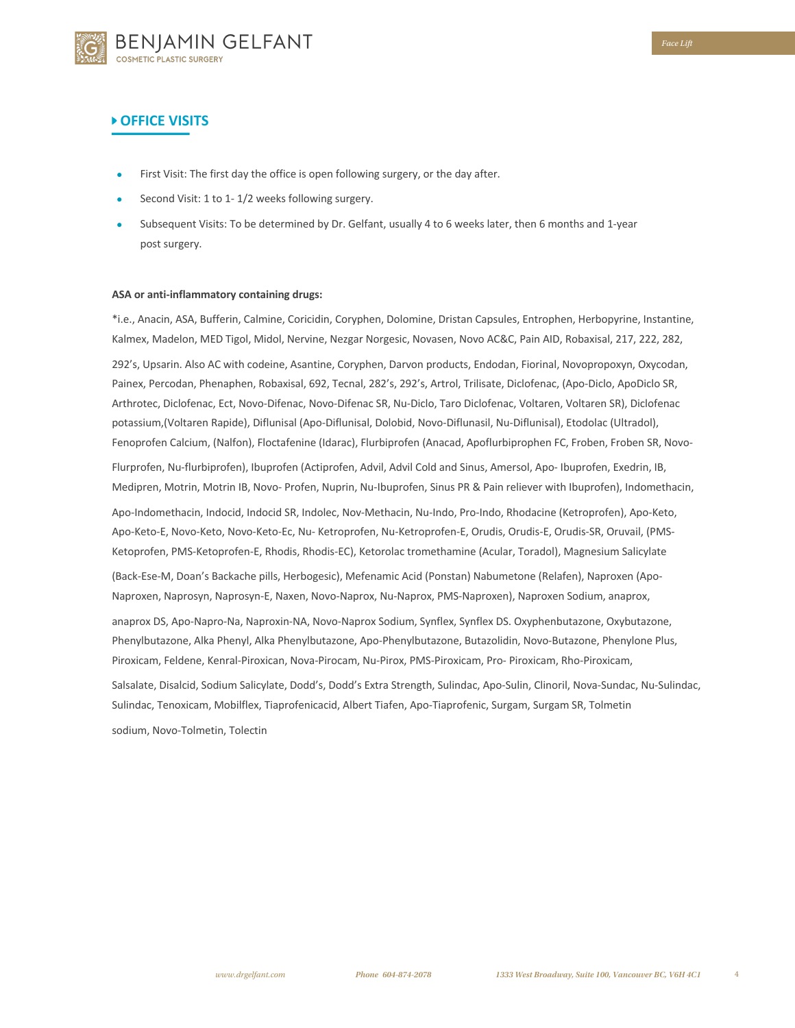## OFFICE VISITS

- First Visit: The first day the office is open following surgery, or the day after.
- Second Visit: 1 to 1- 1/2 weeks following surgery.
- Subsequent Visits: To be determined by Dr. Gelfant, usually 4 to 6 weeks later, then 6 months and 1-year post surgery.

**ASA or anti-inflammatory containing drugs:**

*i.e., Anacin, ASA, Bufferin, Calmine, Coricidin, Coryphen, Dolomine, Dristan Capsules, Entrophen, Herbopyrine, Instantine, Kalmex, Madelon, MED Tigol, Midol, Nervine, Nezgar Norgesic, Novasen, Novo AC&C, Pain AID, Robaxisal, 217, 222, 282, 292's, Upsarin. Also AC with codeine, Asantine, Coryphen, Darvon products, Endodan, Fiorinal, Novopropoxyn, Oxycodan, Painex, Percodan, Phenaphen, Robaxisal, 692, Tecnal, 282's, 292's, Artrol, Trilisate, Diclofenac, (Apo-Diclo, ApoDiclo SR, Arthrotec, Diclofenac, Ect, Novo-Difenac, Novo-Difenac SR, Nu-Diclo, Taro Diclofenac, Voltaren, Voltaren SR), Diclofenac potassium,(Voltaren Rapide), Diflunisal (Apo-Diflunisal, Dolobid, Novo-Diflunasil, Nu-Diflunisal), Etodolac (Ultradol), Fenoprofen Calcium, (Nalfon), Floctafenine (Idarac), Flurbiprofen (Anacad, Apoflurbiprophen FC, Froben, Froben SR, Novo-Flurprofen, Nu-flurbiprofen), Ibuprofen (Actiprofen, Advil, Advil Cold and Sinus, Amersol, Apo- Ibuprofen, Exedrin, IB, Medipren, Motrin, Motrin IB, Novo- Profen, Nuprin, Nu-Ibuprofen, Sinus PR & Pain reliever with Ibuprofen), Indomethacin, Apo-Indomethacin, Indocid, Indocid SR, Indolec, Nov-Methacin, Nu-Indo, Pro-Indo, Rhodacine (Ketroprofen), Apo-Keto, Apo-Keto-E, Novo-Keto, Novo-Keto-Ec, Nu- Ketroprofen, Nu-Ketroprofen-E, Orudis, Orudis-E, Orudis-SR, Oruvail, (PMS-Ketoprofen, PMS-Ketoprofen-E, Rhodis, Rhodis-EC), Ketorolac tromethamine (Acular, Toradol), Magnesium Salicylate (Back-Ese-M, Doan's Backache pills, Herbogesic), Mefenamic Acid (Ponstan) Nabumetone (Relafen), Naproxen (Apo-Naproxen, Naprosyn, Naprosyn-E, Naxen, Novo-Naprox, Nu-Naprox, PMS-Naproxen), Naproxen Sodium, anaprox, anaprox DS, Apo-Napro-Na, Naproxin-NA, Novo-Naprox Sodium, Synflex, Synflex DS. Oxyphenbutazone, Oxybutazone, Phenylbutazone, Alka Phenyl, Alka Phenylbutazone, Apo-Phenylbutazone, Butazolidin, Novo-Butazone, Phenylone Plus, Piroxicam, Feldene, Kenral-Piroxican, Nova-Pirocam, Nu-Pirox, PMS-Piroxicam, Pro- Piroxicam, Rho-Piroxicam, Salsalate, Disalcid, Sodium Salicylate, Dodd's, Dodd's Extra Strength, Sulindac, Apo-Sulin, Clinoril, Nova-Sundac, Nu-Sulindac, Sulindac, Tenoxicam, Mobilflex, Tiaprofenicacid, Albert Tiafen, Apo-Tiaprofenic, Surgam, Surgam SR, Tolmetin sodium, Novo-Tolmetin, Tolectin